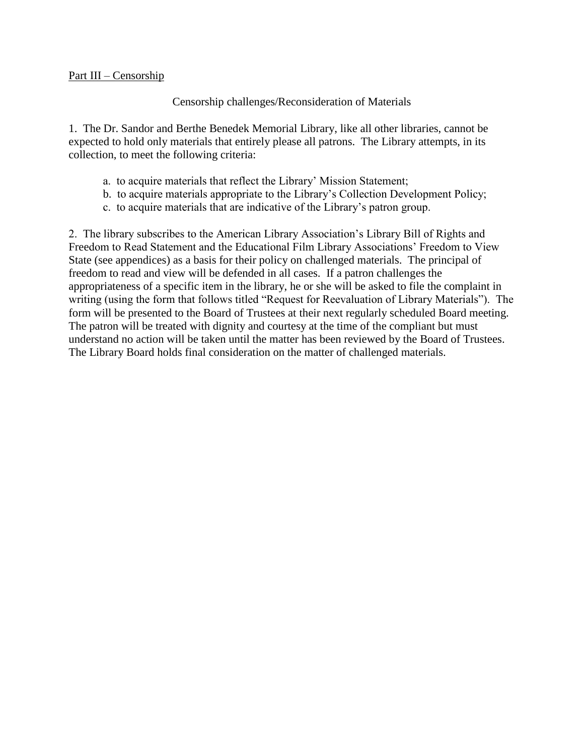Part III – Censorship

Censorship challenges/Reconsideration of Materials

1. The Dr. Sandor and Berthe Benedek Memorial Library, like all other libraries, cannot be expected to hold only materials that entirely please all patrons. The Library attempts, in its collection, to meet the following criteria:

    a. to acquire materials that reflect the Library' Mission Statement;
    b. to acquire materials appropriate to the Library's Collection Development Policy;
    c. to acquire materials that are indicative of the Library's patron group.

2. The library subscribes to the American Library Association's Library Bill of Rights and Freedom to Read Statement and the Educational Film Library Associations' Freedom to View State (see appendices) as a basis for their policy on challenged materials. The principal of freedom to read and view will be defended in all cases. If a patron challenges the appropriateness of a specific item in the library, he or she will be asked to file the complaint in writing (using the form that follows titled "Request for Reevaluation of Library Materials"). The form will be presented to the Board of Trustees at their next regularly scheduled Board meeting. The patron will be treated with dignity and courtesy at the time of the compliant but must understand no action will be taken until the matter has been reviewed by the Board of Trustees. The Library Board holds final consideration on the matter of challenged materials.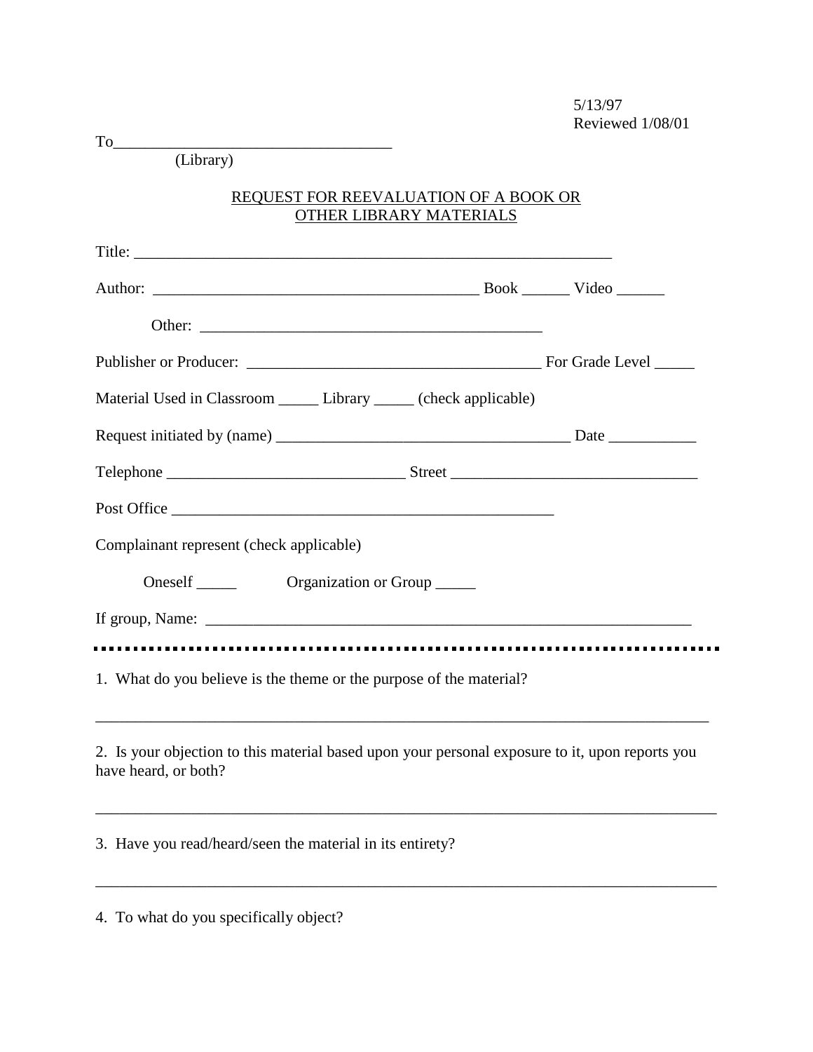5/13/97
Reviewed 1/08/01

To___________________________________
(Library)

## REQUEST FOR REEVALUATION OF A BOOK OR OTHER LIBRARY MATERIALS

Title: ____________________________________________________________

Author: ________________________________________ Book ______ Video ______

Other: ___________________________________________

Publisher or Producer: ____________________________________ For Grade Level _____

Material Used in Classroom _____ Library _____ (check applicable)

Request initiated by (name) ____________________________________ Date ___________

Telephone _____________________________ Street ______________________________

Post Office ________________________________________________

Complainant represent (check applicable)

Oneself _____ Organization or Group _____

If group, Name: ____________________________________________________________

---

1. What do you believe is the theme or the purpose of the material?

_____________________________________________________________________________

2. Is your objection to this material based upon your personal exposure to it, upon reports you have heard, or both?

_____________________________________________________________________________

3. Have you read/heard/seen the material in its entirety?

_____________________________________________________________________________

4. To what do you specifically object?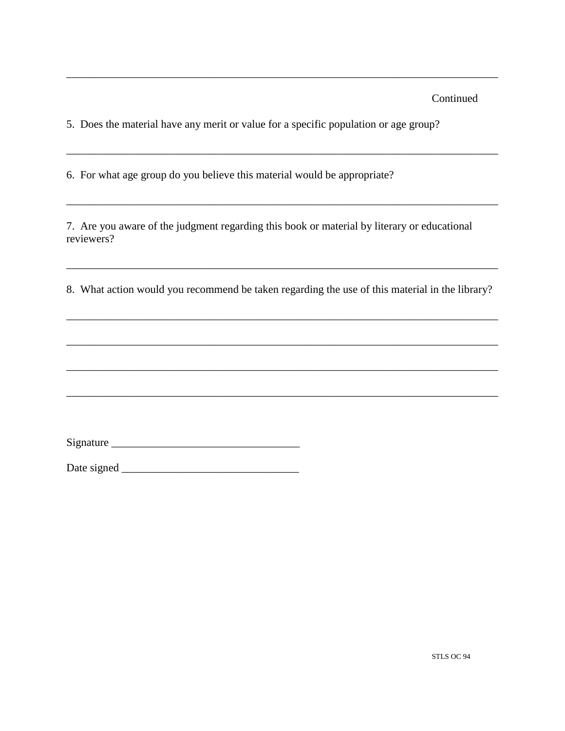\_\_\_\_\_\_\_\_\_\_\_\_\_\_\_\_\_\_\_\_\_\_\_\_\_\_\_\_\_\_\_\_\_\_\_\_\_\_\_\_\_\_\_\_\_\_\_\_\_\_\_\_\_\_\_\_\_\_\_\_\_\_\_\_\_\_\_\_\_\_\_\_\_\_\_\_

Continued

5. Does the material have any merit or value for a specific population or age group?

\_\_\_\_\_\_\_\_\_\_\_\_\_\_\_\_\_\_\_\_\_\_\_\_\_\_\_\_\_\_\_\_\_\_\_\_\_\_\_\_\_\_\_\_\_\_\_\_\_\_\_\_\_\_\_\_\_\_\_\_\_\_\_\_\_\_\_\_\_\_\_\_\_\_\_\_

6. For what age group do you believe this material would be appropriate?

\_\_\_\_\_\_\_\_\_\_\_\_\_\_\_\_\_\_\_\_\_\_\_\_\_\_\_\_\_\_\_\_\_\_\_\_\_\_\_\_\_\_\_\_\_\_\_\_\_\_\_\_\_\_\_\_\_\_\_\_\_\_\_\_\_\_\_\_\_\_\_\_\_\_\_\_

7. Are you aware of the judgment regarding this book or material by literary or educational reviewers?

\_\_\_\_\_\_\_\_\_\_\_\_\_\_\_\_\_\_\_\_\_\_\_\_\_\_\_\_\_\_\_\_\_\_\_\_\_\_\_\_\_\_\_\_\_\_\_\_\_\_\_\_\_\_\_\_\_\_\_\_\_\_\_\_\_\_\_\_\_\_\_\_\_\_\_\_

8. What action would you recommend be taken regarding the use of this material in the library?

\_\_\_\_\_\_\_\_\_\_\_\_\_\_\_\_\_\_\_\_\_\_\_\_\_\_\_\_\_\_\_\_\_\_\_\_\_\_\_\_\_\_\_\_\_\_\_\_\_\_\_\_\_\_\_\_\_\_\_\_\_\_\_\_\_\_\_\_\_\_\_\_\_\_\_\_

\_\_\_\_\_\_\_\_\_\_\_\_\_\_\_\_\_\_\_\_\_\_\_\_\_\_\_\_\_\_\_\_\_\_\_\_\_\_\_\_\_\_\_\_\_\_\_\_\_\_\_\_\_\_\_\_\_\_\_\_\_\_\_\_\_\_\_\_\_\_\_\_\_\_\_\_

\_\_\_\_\_\_\_\_\_\_\_\_\_\_\_\_\_\_\_\_\_\_\_\_\_\_\_\_\_\_\_\_\_\_\_\_\_\_\_\_\_\_\_\_\_\_\_\_\_\_\_\_\_\_\_\_\_\_\_\_\_\_\_\_\_\_\_\_\_\_\_\_\_\_\_\_

\_\_\_\_\_\_\_\_\_\_\_\_\_\_\_\_\_\_\_\_\_\_\_\_\_\_\_\_\_\_\_\_\_\_\_\_\_\_\_\_\_\_\_\_\_\_\_\_\_\_\_\_\_\_\_\_\_\_\_\_\_\_\_\_\_\_\_\_\_\_\_\_\_\_\_\_

Signature \_\_\_\_\_\_\_\_\_\_\_\_\_\_\_\_\_\_\_\_\_\_\_\_\_\_\_\_\_\_\_\_\_\_

Date signed \_\_\_\_\_\_\_\_\_\_\_\_\_\_\_\_\_\_\_\_\_\_\_\_\_\_\_\_\_\_\_\_

STLS OC 94